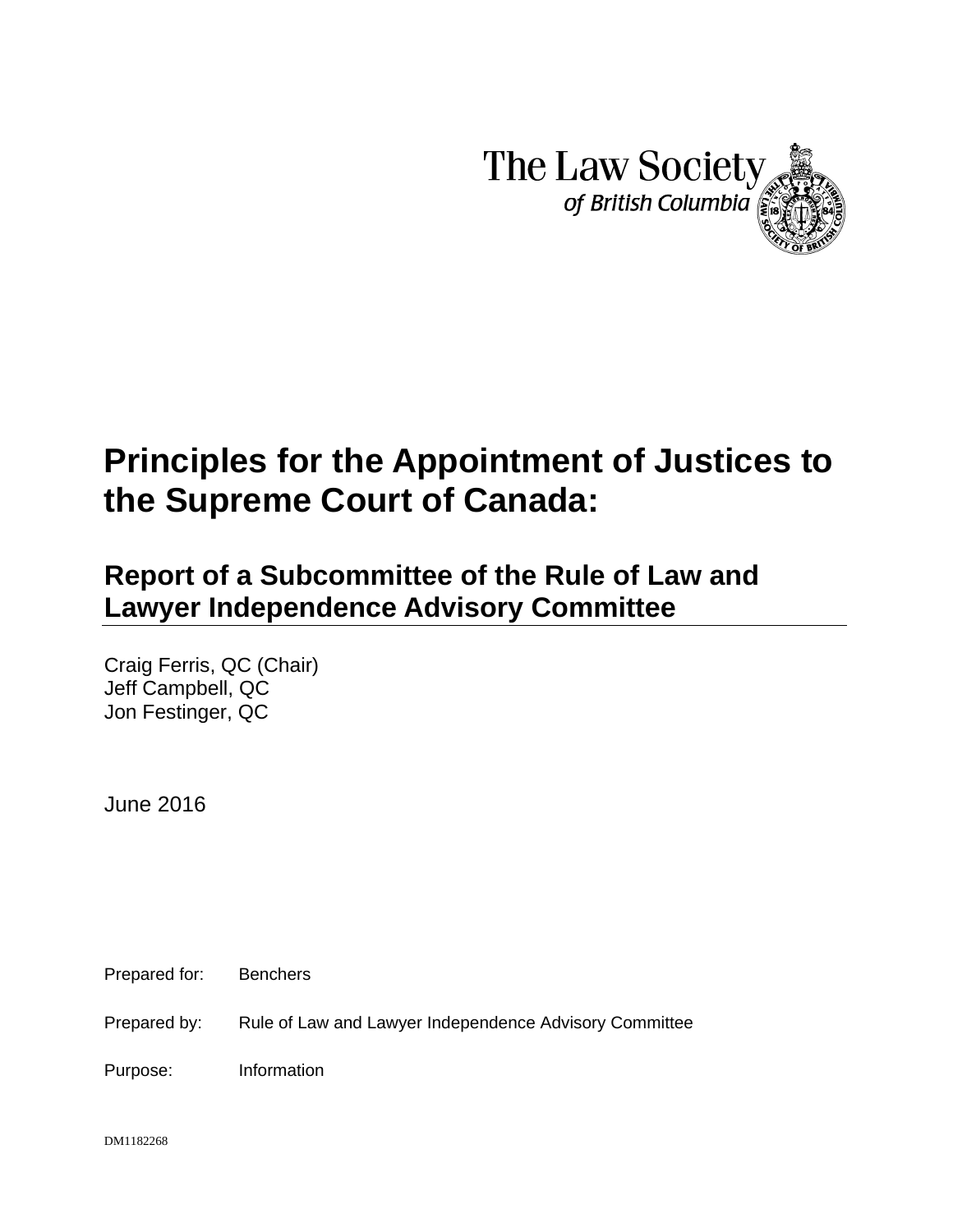The Law Society of British Columbia

# Principles for the Appointment of Justices to the Supreme Court of Canada:

## Report of a Subcommittee of the Rule of Law and Lawyer Independence Advisory Committee

Craig Ferris, QC (Chair)
Jeff Campbell, QC
Jon Festinger, QC

June 2016

Prepared for: Benchers

Prepared by: Rule of Law and Lawyer Independence Advisory Committee

Purpose: Information

DM1182268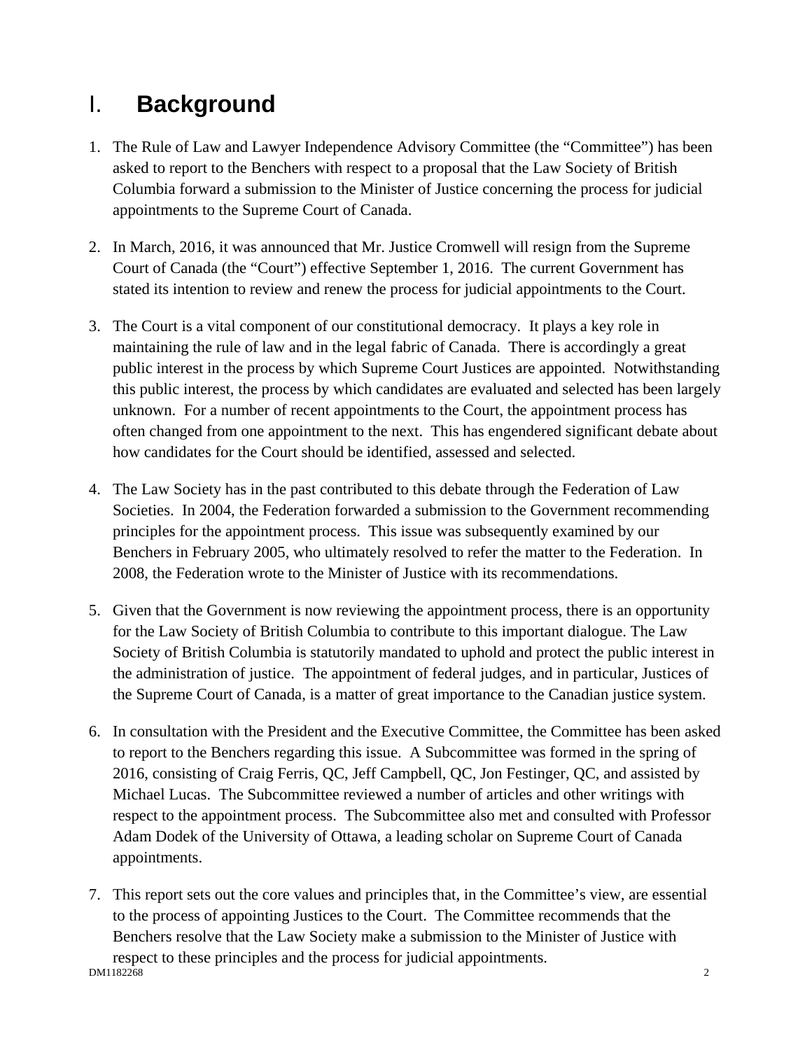# I. Background

1. The Rule of Law and Lawyer Independence Advisory Committee (the "Committee") has been asked to report to the Benchers with respect to a proposal that the Law Society of British Columbia forward a submission to the Minister of Justice concerning the process for judicial appointments to the Supreme Court of Canada.

2. In March, 2016, it was announced that Mr. Justice Cromwell will resign from the Supreme Court of Canada (the "Court") effective September 1, 2016. The current Government has stated its intention to review and renew the process for judicial appointments to the Court.

3. The Court is a vital component of our constitutional democracy. It plays a key role in maintaining the rule of law and in the legal fabric of Canada. There is accordingly a great public interest in the process by which Supreme Court Justices are appointed. Notwithstanding this public interest, the process by which candidates are evaluated and selected has been largely unknown. For a number of recent appointments to the Court, the appointment process has often changed from one appointment to the next. This has engendered significant debate about how candidates for the Court should be identified, assessed and selected.

4. The Law Society has in the past contributed to this debate through the Federation of Law Societies. In 2004, the Federation forwarded a submission to the Government recommending principles for the appointment process. This issue was subsequently examined by our Benchers in February 2005, who ultimately resolved to refer the matter to the Federation. In 2008, the Federation wrote to the Minister of Justice with its recommendations.

5. Given that the Government is now reviewing the appointment process, there is an opportunity for the Law Society of British Columbia to contribute to this important dialogue. The Law Society of British Columbia is statutorily mandated to uphold and protect the public interest in the administration of justice. The appointment of federal judges, and in particular, Justices of the Supreme Court of Canada, is a matter of great importance to the Canadian justice system.

6. In consultation with the President and the Executive Committee, the Committee has been asked to report to the Benchers regarding this issue. A Subcommittee was formed in the spring of 2016, consisting of Craig Ferris, QC, Jeff Campbell, QC, Jon Festinger, QC, and assisted by Michael Lucas. The Subcommittee reviewed a number of articles and other writings with respect to the appointment process. The Subcommittee also met and consulted with Professor Adam Dodek of the University of Ottawa, a leading scholar on Supreme Court of Canada appointments.

7. This report sets out the core values and principles that, in the Committee's view, are essential to the process of appointing Justices to the Court. The Committee recommends that the Benchers resolve that the Law Society make a submission to the Minister of Justice with respect to these principles and the process for judicial appointments.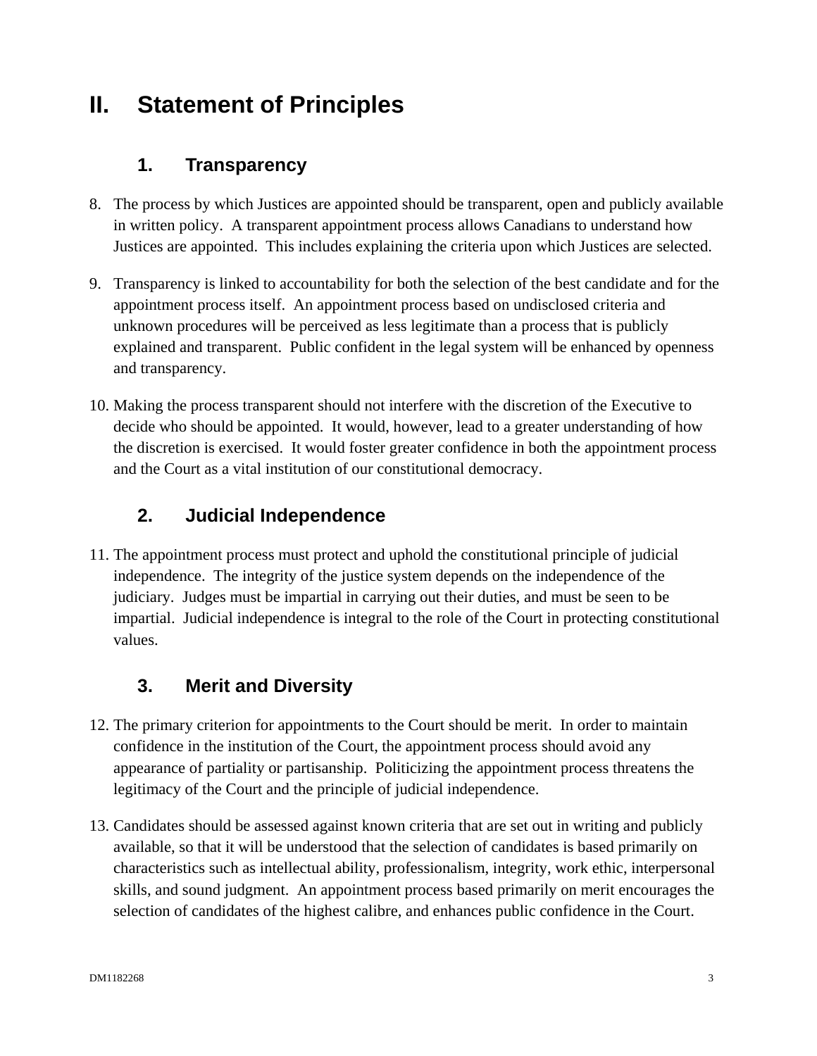## II. Statement of Principles

### 1. Transparency

8. The process by which Justices are appointed should be transparent, open and publicly available in written policy. A transparent appointment process allows Canadians to understand how Justices are appointed. This includes explaining the criteria upon which Justices are selected.

9. Transparency is linked to accountability for both the selection of the best candidate and for the appointment process itself. An appointment process based on undisclosed criteria and unknown procedures will be perceived as less legitimate than a process that is publicly explained and transparent. Public confident in the legal system will be enhanced by openness and transparency.

10. Making the process transparent should not interfere with the discretion of the Executive to decide who should be appointed. It would, however, lead to a greater understanding of how the discretion is exercised. It would foster greater confidence in both the appointment process and the Court as a vital institution of our constitutional democracy.

### 2. Judicial Independence

11. The appointment process must protect and uphold the constitutional principle of judicial independence. The integrity of the justice system depends on the independence of the judiciary. Judges must be impartial in carrying out their duties, and must be seen to be impartial. Judicial independence is integral to the role of the Court in protecting constitutional values.

### 3. Merit and Diversity

12. The primary criterion for appointments to the Court should be merit. In order to maintain confidence in the institution of the Court, the appointment process should avoid any appearance of partiality or partisanship. Politicizing the appointment process threatens the legitimacy of the Court and the principle of judicial independence.

13. Candidates should be assessed against known criteria that are set out in writing and publicly available, so that it will be understood that the selection of candidates is based primarily on characteristics such as intellectual ability, professionalism, integrity, work ethic, interpersonal skills, and sound judgment. An appointment process based primarily on merit encourages the selection of candidates of the highest calibre, and enhances public confidence in the Court.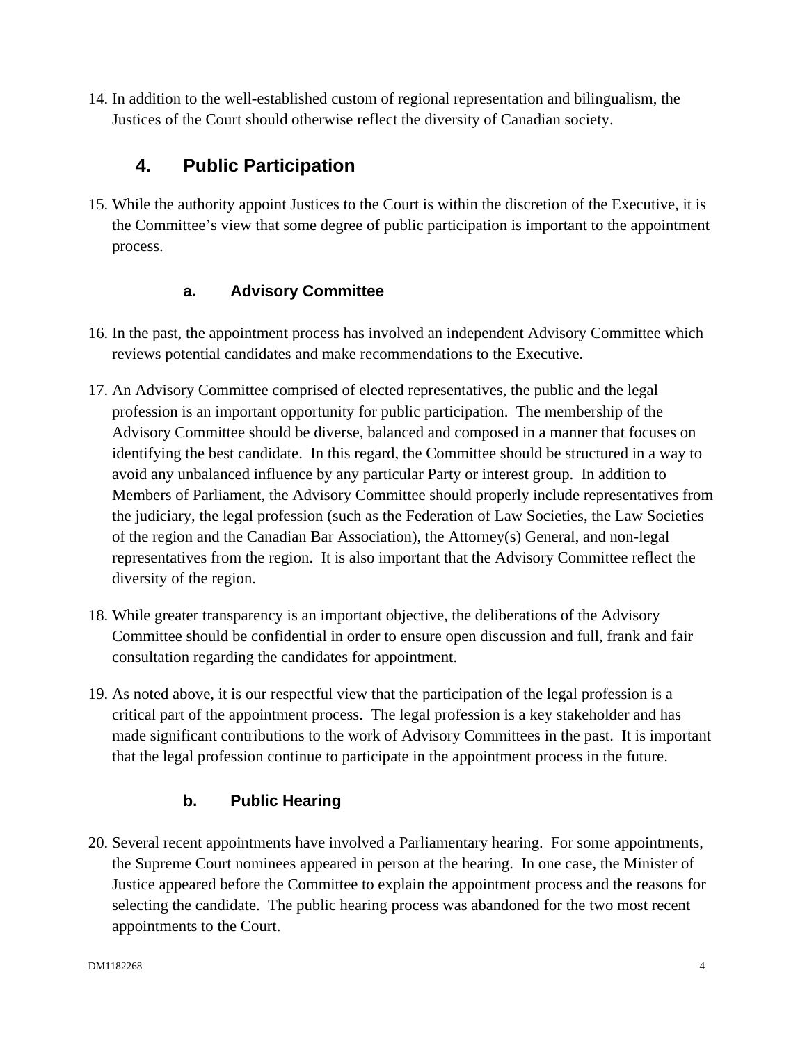14. In addition to the well-established custom of regional representation and bilingualism, the Justices of the Court should otherwise reflect the diversity of Canadian society.

## 4. Public Participation

15. While the authority appoint Justices to the Court is within the discretion of the Executive, it is the Committee's view that some degree of public participation is important to the appointment process.

### a. Advisory Committee

16. In the past, the appointment process has involved an independent Advisory Committee which reviews potential candidates and make recommendations to the Executive.

17. An Advisory Committee comprised of elected representatives, the public and the legal profession is an important opportunity for public participation. The membership of the Advisory Committee should be diverse, balanced and composed in a manner that focuses on identifying the best candidate. In this regard, the Committee should be structured in a way to avoid any unbalanced influence by any particular Party or interest group. In addition to Members of Parliament, the Advisory Committee should properly include representatives from the judiciary, the legal profession (such as the Federation of Law Societies, the Law Societies of the region and the Canadian Bar Association), the Attorney(s) General, and non-legal representatives from the region. It is also important that the Advisory Committee reflect the diversity of the region.

18. While greater transparency is an important objective, the deliberations of the Advisory Committee should be confidential in order to ensure open discussion and full, frank and fair consultation regarding the candidates for appointment.

19. As noted above, it is our respectful view that the participation of the legal profession is a critical part of the appointment process. The legal profession is a key stakeholder and has made significant contributions to the work of Advisory Committees in the past. It is important that the legal profession continue to participate in the appointment process in the future.

### b. Public Hearing

20. Several recent appointments have involved a Parliamentary hearing. For some appointments, the Supreme Court nominees appeared in person at the hearing. In one case, the Minister of Justice appeared before the Committee to explain the appointment process and the reasons for selecting the candidate. The public hearing process was abandoned for the two most recent appointments to the Court.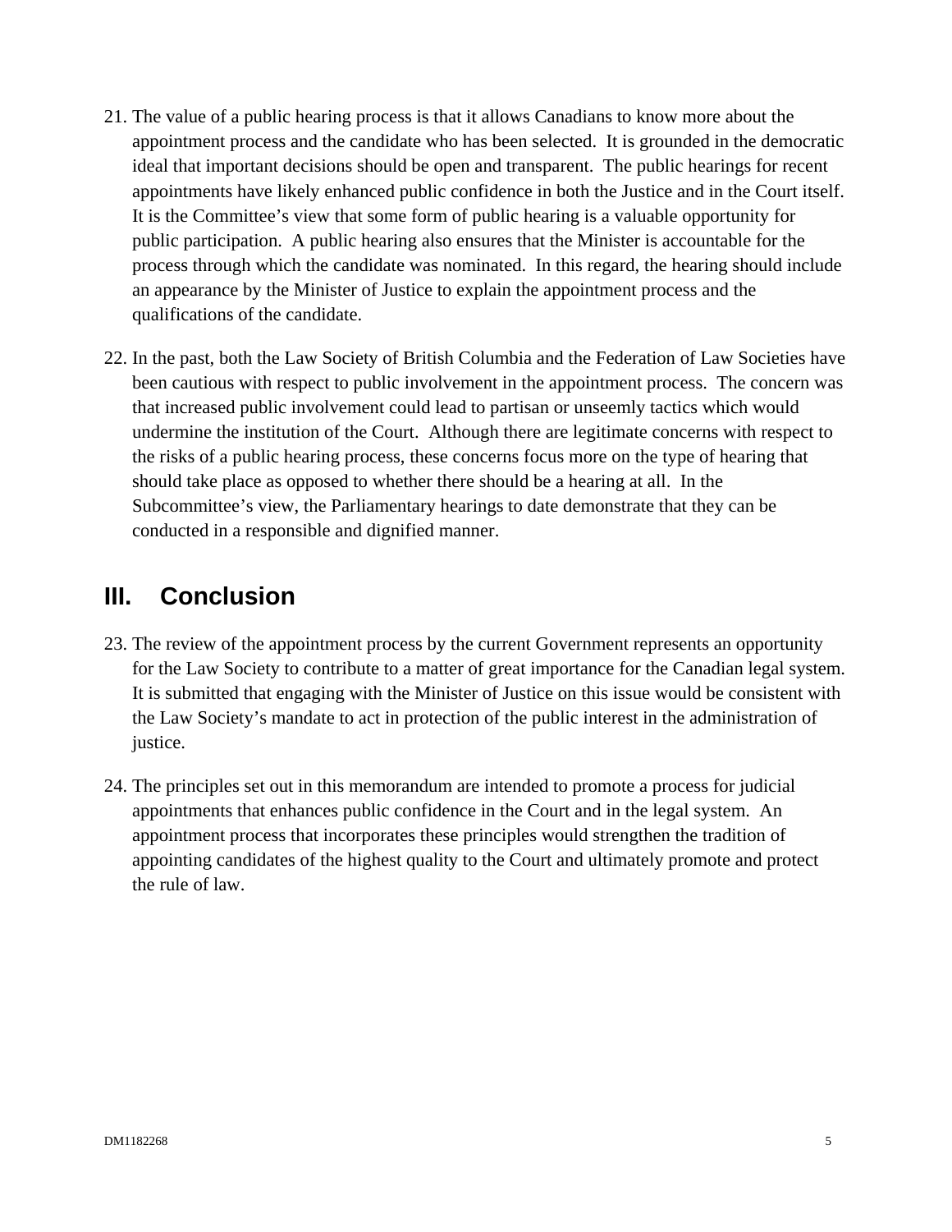21. The value of a public hearing process is that it allows Canadians to know more about the appointment process and the candidate who has been selected. It is grounded in the democratic ideal that important decisions should be open and transparent. The public hearings for recent appointments have likely enhanced public confidence in both the Justice and in the Court itself. It is the Committee's view that some form of public hearing is a valuable opportunity for public participation. A public hearing also ensures that the Minister is accountable for the process through which the candidate was nominated. In this regard, the hearing should include an appearance by the Minister of Justice to explain the appointment process and the qualifications of the candidate.

22. In the past, both the Law Society of British Columbia and the Federation of Law Societies have been cautious with respect to public involvement in the appointment process. The concern was that increased public involvement could lead to partisan or unseemly tactics which would undermine the institution of the Court. Although there are legitimate concerns with respect to the risks of a public hearing process, these concerns focus more on the type of hearing that should take place as opposed to whether there should be a hearing at all. In the Subcommittee's view, the Parliamentary hearings to date demonstrate that they can be conducted in a responsible and dignified manner.

## III. Conclusion

23. The review of the appointment process by the current Government represents an opportunity for the Law Society to contribute to a matter of great importance for the Canadian legal system. It is submitted that engaging with the Minister of Justice on this issue would be consistent with the Law Society's mandate to act in protection of the public interest in the administration of justice.

24. The principles set out in this memorandum are intended to promote a process for judicial appointments that enhances public confidence in the Court and in the legal system. An appointment process that incorporates these principles would strengthen the tradition of appointing candidates of the highest quality to the Court and ultimately promote and protect the rule of law.